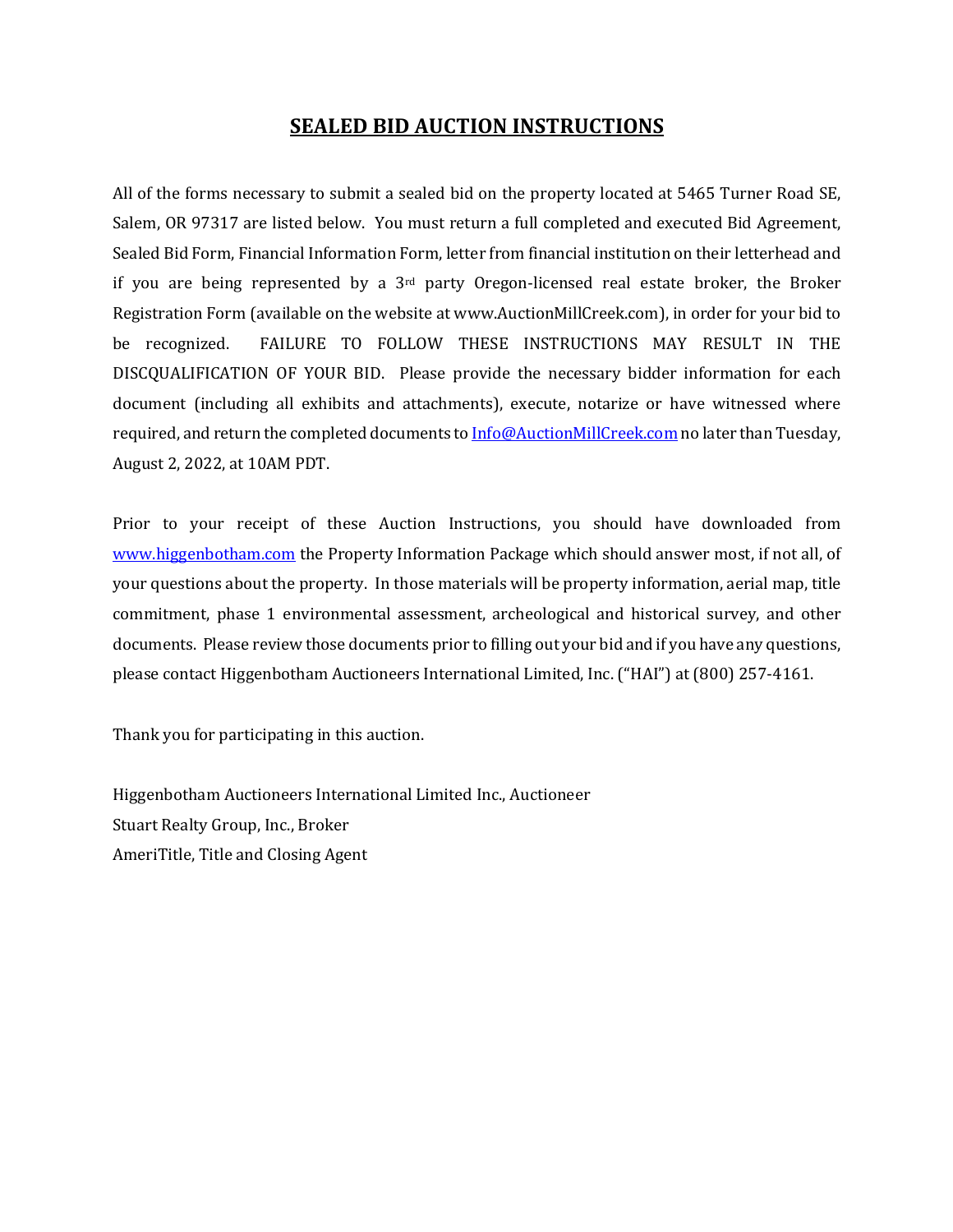# SEALED BID AUCTION INSTRUCTIONS

All of the forms necessary to submit a sealed bid on the property located at 5465 Turner Road SE, Salem, OR 97317 are listed below. You must return a full completed and executed Bid Agreement, Sealed Bid Form, Financial Information Form, letter from financial institution on their letterhead and if you are being represented by a 3rd party Oregon-licensed real estate broker, the Broker Registration Form (available on the website at www.AuctionMillCreek.com), in order for your bid to be recognized. FAILURE TO FOLLOW THESE INSTRUCTIONS MAY RESULT IN THE DISCQUALIFICATION OF YOUR BID. Please provide the necessary bidder information for each document (including all exhibits and attachments), execute, notarize or have witnessed where required, and return the completed documents to Info@AuctionMillCreek.com no later than Tuesday, August 2, 2022, at 10AM PDT.

Prior to your receipt of these Auction Instructions, you should have downloaded from www.higgenbotham.com the Property Information Package which should answer most, if not all, of your questions about the property. In those materials will be property information, aerial map, title commitment, phase 1 environmental assessment, archeological and historical survey, and other documents. Please review those documents prior to filling out your bid and if you have any questions, please contact Higgenbotham Auctioneers International Limited, Inc. ("HAI") at (800) 257-4161.

Thank you for participating in this auction.

Higgenbotham Auctioneers International Limited Inc., Auctioneer
Stuart Realty Group, Inc., Broker
AmeriTitle, Title and Closing Agent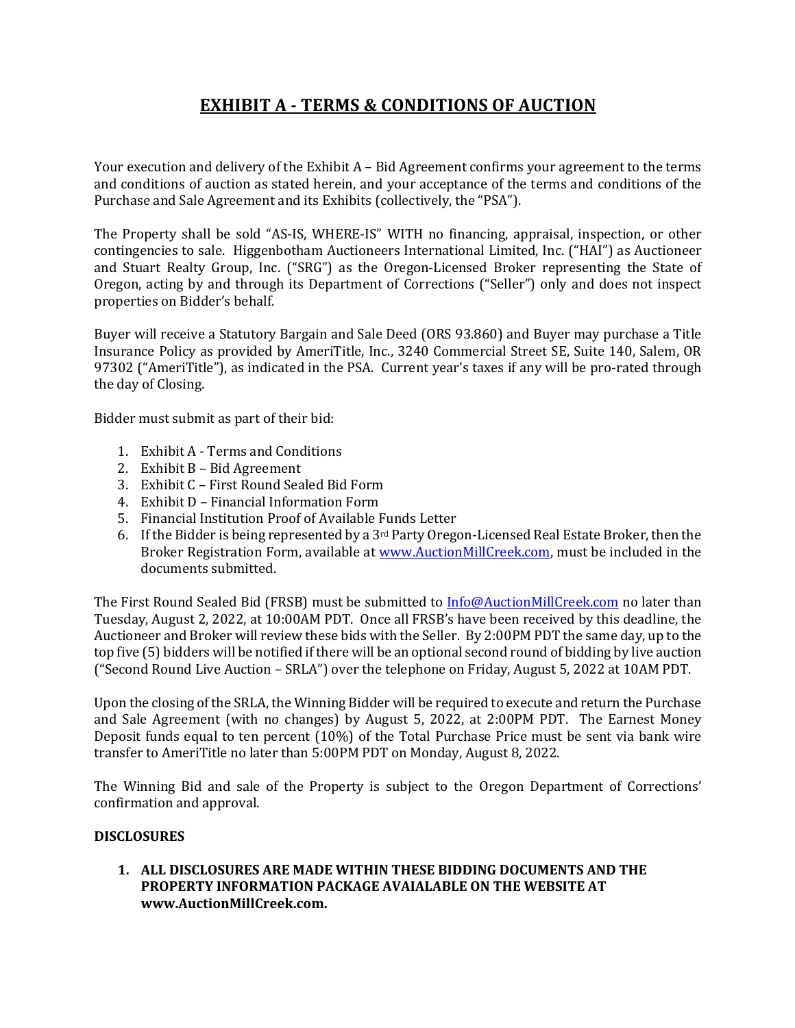# EXHIBIT A - TERMS & CONDITIONS OF AUCTION

Your execution and delivery of the Exhibit A – Bid Agreement confirms your agreement to the terms and conditions of auction as stated herein, and your acceptance of the terms and conditions of the Purchase and Sale Agreement and its Exhibits (collectively, the "PSA").

The Property shall be sold "AS-IS, WHERE-IS" WITH no financing, appraisal, inspection, or other contingencies to sale. Higgenbotham Auctioneers International Limited, Inc. ("HAI") as Auctioneer and Stuart Realty Group, Inc. ("SRG") as the Oregon-Licensed Broker representing the State of Oregon, acting by and through its Department of Corrections ("Seller") only and does not inspect properties on Bidder's behalf.

Buyer will receive a Statutory Bargain and Sale Deed (ORS 93.860) and Buyer may purchase a Title Insurance Policy as provided by AmeriTitle, Inc., 3240 Commercial Street SE, Suite 140, Salem, OR 97302 ("AmeriTitle"), as indicated in the PSA. Current year's taxes if any will be pro-rated through the day of Closing.

Bidder must submit as part of their bid:

1. Exhibit A - Terms and Conditions
2. Exhibit B – Bid Agreement
3. Exhibit C – First Round Sealed Bid Form
4. Exhibit D – Financial Information Form
5. Financial Institution Proof of Available Funds Letter
6. If the Bidder is being represented by a 3rd Party Oregon-Licensed Real Estate Broker, then the Broker Registration Form, available at www.AuctionMillCreek.com, must be included in the documents submitted.

The First Round Sealed Bid (FRSB) must be submitted to Info@AuctionMillCreek.com no later than Tuesday, August 2, 2022, at 10:00AM PDT. Once all FRSB's have been received by this deadline, the Auctioneer and Broker will review these bids with the Seller. By 2:00PM PDT the same day, up to the top five (5) bidders will be notified if there will be an optional second round of bidding by live auction ("Second Round Live Auction – SRLA") over the telephone on Friday, August 5, 2022 at 10AM PDT.

Upon the closing of the SRLA, the Winning Bidder will be required to execute and return the Purchase and Sale Agreement (with no changes) by August 5, 2022, at 2:00PM PDT. The Earnest Money Deposit funds equal to ten percent (10%) of the Total Purchase Price must be sent via bank wire transfer to AmeriTitle no later than 5:00PM PDT on Monday, August 8, 2022.

The Winning Bid and sale of the Property is subject to the Oregon Department of Corrections' confirmation and approval.

**DISCLOSURES**

1. **ALL DISCLOSURES ARE MADE WITHIN THESE BIDDING DOCUMENTS AND THE PROPERTY INFORMATION PACKAGE AVAIALABLE ON THE WEBSITE AT www.AuctionMillCreek.com.**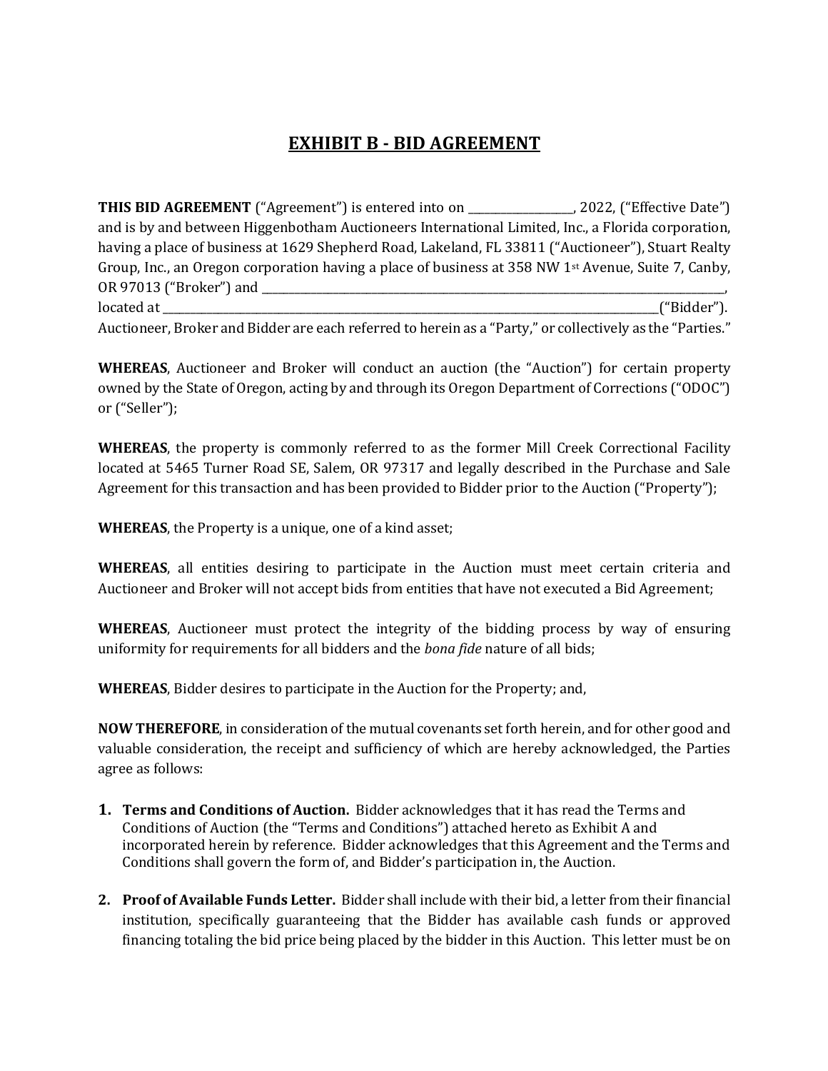# EXHIBIT B - BID AGREEMENT

**THIS BID AGREEMENT** ("Agreement") is entered into on ___________________, 2022, ("Effective Date") and is by and between Higgenbotham Auctioneers International Limited, Inc., a Florida corporation, having a place of business at 1629 Shepherd Road, Lakeland, FL 33811 ("Auctioneer"), Stuart Realty Group, Inc., an Oregon corporation having a place of business at 358 NW 1st Avenue, Suite 7, Canby, OR 97013 ("Broker") and ______________________________________________________________________________________, located at ______________________________________________________________________________________("Bidder"). Auctioneer, Broker and Bidder are each referred to herein as a "Party," or collectively as the "Parties."

**WHEREAS**, Auctioneer and Broker will conduct an auction (the "Auction") for certain property owned by the State of Oregon, acting by and through its Oregon Department of Corrections ("ODOC") or ("Seller");

**WHEREAS**, the property is commonly referred to as the former Mill Creek Correctional Facility located at 5465 Turner Road SE, Salem, OR 97317 and legally described in the Purchase and Sale Agreement for this transaction and has been provided to Bidder prior to the Auction ("Property");

**WHEREAS**, the Property is a unique, one of a kind asset;

**WHEREAS**, all entities desiring to participate in the Auction must meet certain criteria and Auctioneer and Broker will not accept bids from entities that have not executed a Bid Agreement;

**WHEREAS**, Auctioneer must protect the integrity of the bidding process by way of ensuring uniformity for requirements for all bidders and the *bona fide* nature of all bids;

**WHEREAS**, Bidder desires to participate in the Auction for the Property; and,

**NOW THEREFORE**, in consideration of the mutual covenants set forth herein, and for other good and valuable consideration, the receipt and sufficiency of which are hereby acknowledged, the Parties agree as follows:

1. **Terms and Conditions of Auction.** Bidder acknowledges that it has read the Terms and Conditions of Auction (the "Terms and Conditions") attached hereto as Exhibit A and incorporated herein by reference. Bidder acknowledges that this Agreement and the Terms and Conditions shall govern the form of, and Bidder's participation in, the Auction.

2. **Proof of Available Funds Letter.** Bidder shall include with their bid, a letter from their financial institution, specifically guaranteeing that the Bidder has available cash funds or approved financing totaling the bid price being placed by the bidder in this Auction. This letter must be on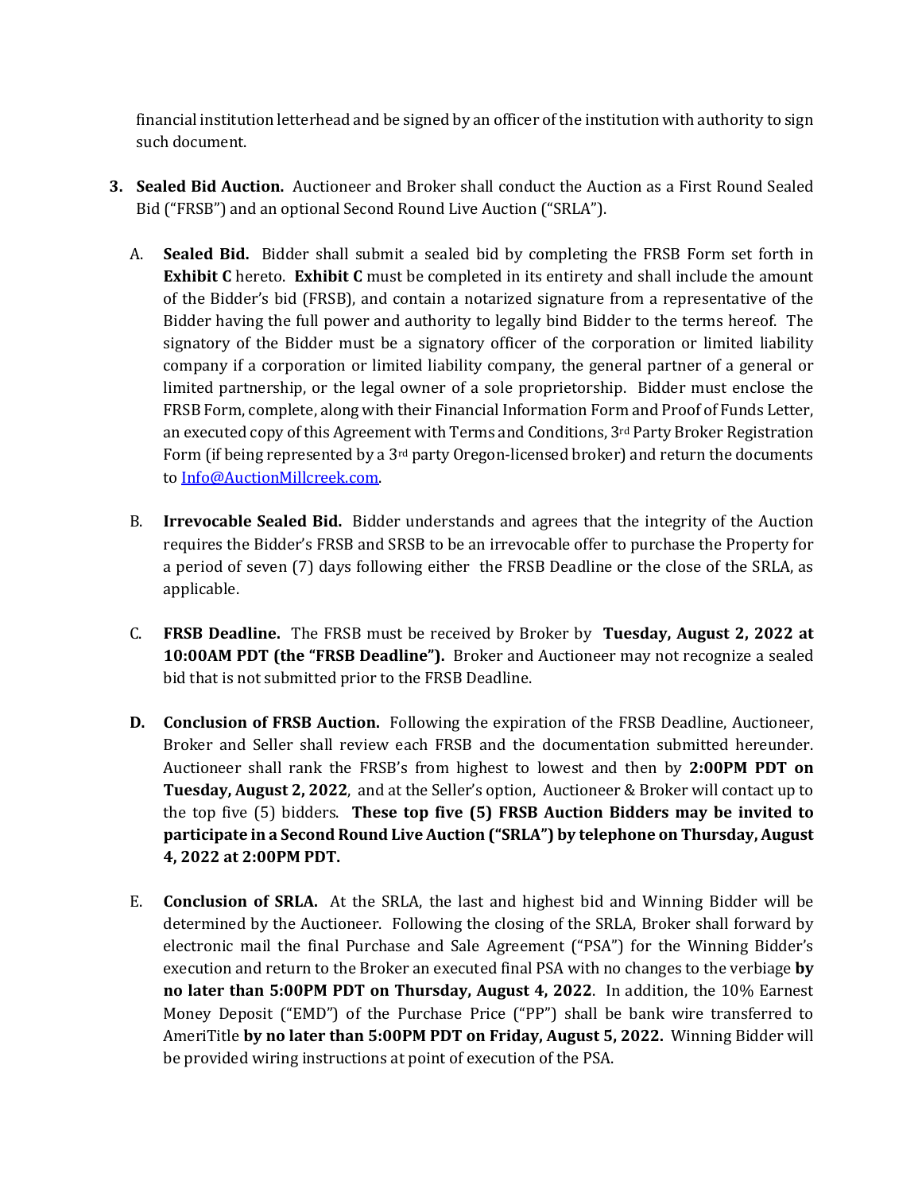financial institution letterhead and be signed by an officer of the institution with authority to sign such document.

3. **Sealed Bid Auction.** Auctioneer and Broker shall conduct the Auction as a First Round Sealed Bid ("FRSB") and an optional Second Round Live Auction ("SRLA").

   A. **Sealed Bid.** Bidder shall submit a sealed bid by completing the FRSB Form set forth in **Exhibit C** hereto. **Exhibit C** must be completed in its entirety and shall include the amount of the Bidder's bid (FRSB), and contain a notarized signature from a representative of the Bidder having the full power and authority to legally bind Bidder to the terms hereof. The signatory of the Bidder must be a signatory officer of the corporation or limited liability company if a corporation or limited liability company, the general partner of a general or limited partnership, or the legal owner of a sole proprietorship. Bidder must enclose the FRSB Form, complete, along with their Financial Information Form and Proof of Funds Letter, an executed copy of this Agreement with Terms and Conditions, 3rd Party Broker Registration Form (if being represented by a 3rd party Oregon-licensed broker) and return the documents to Info@AuctionMillcreek.com.

   B. **Irrevocable Sealed Bid.** Bidder understands and agrees that the integrity of the Auction requires the Bidder's FRSB and SRSB to be an irrevocable offer to purchase the Property for a period of seven (7) days following either the FRSB Deadline or the close of the SRLA, as applicable.

   C. **FRSB Deadline.** The FRSB must be received by Broker by **Tuesday, August 2, 2022 at 10:00AM PDT (the "FRSB Deadline").** Broker and Auctioneer may not recognize a sealed bid that is not submitted prior to the FRSB Deadline.

   **D. Conclusion of FRSB Auction.** Following the expiration of the FRSB Deadline, Auctioneer, Broker and Seller shall review each FRSB and the documentation submitted hereunder. Auctioneer shall rank the FRSB's from highest to lowest and then by **2:00PM PDT on Tuesday, August 2, 2022**, and at the Seller's option, Auctioneer & Broker will contact up to the top five (5) bidders. **These top five (5) FRSB Auction Bidders may be invited to participate in a Second Round Live Auction ("SRLA") by telephone on Thursday, August 4, 2022 at 2:00PM PDT.**

   E. **Conclusion of SRLA.** At the SRLA, the last and highest bid and Winning Bidder will be determined by the Auctioneer. Following the closing of the SRLA, Broker shall forward by electronic mail the final Purchase and Sale Agreement ("PSA") for the Winning Bidder's execution and return to the Broker an executed final PSA with no changes to the verbiage **by no later than 5:00PM PDT on Thursday, August 4, 2022**. In addition, the 10% Earnest Money Deposit ("EMD") of the Purchase Price ("PP") shall be bank wire transferred to AmeriTitle **by no later than 5:00PM PDT on Friday, August 5, 2022.** Winning Bidder will be provided wiring instructions at point of execution of the PSA.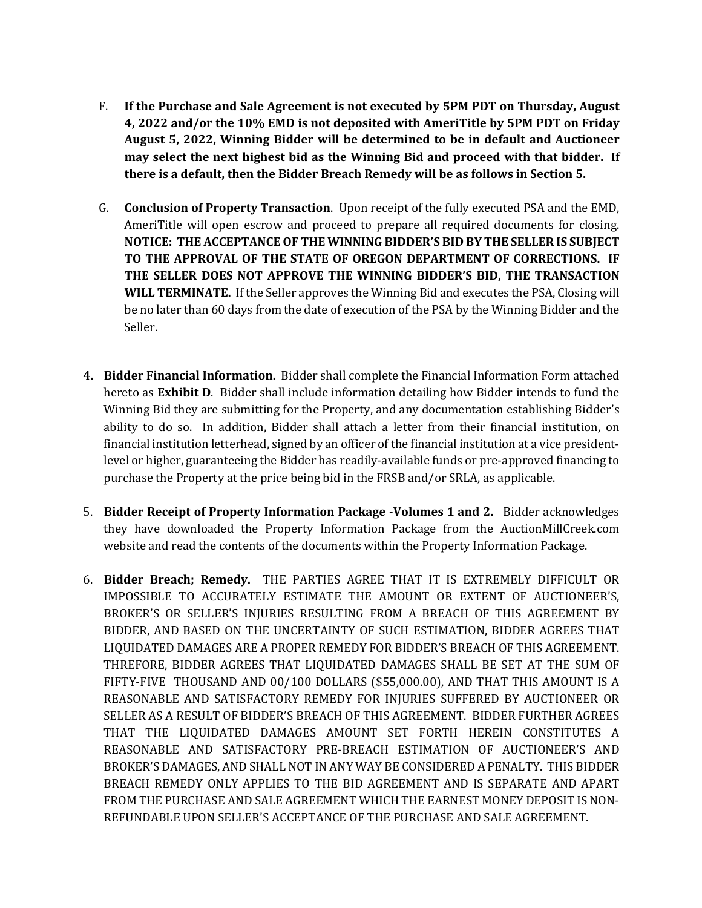F. **If the Purchase and Sale Agreement is not executed by 5PM PDT on Thursday, August 4, 2022 and/or the 10% EMD is not deposited with AmeriTitle by 5PM PDT on Friday August 5, 2022, Winning Bidder will be determined to be in default and Auctioneer may select the next highest bid as the Winning Bid and proceed with that bidder. If there is a default, then the Bidder Breach Remedy will be as follows in Section 5.**

G. **Conclusion of Property Transaction**. Upon receipt of the fully executed PSA and the EMD, AmeriTitle will open escrow and proceed to prepare all required documents for closing. **NOTICE: THE ACCEPTANCE OF THE WINNING BIDDER'S BID BY THE SELLER IS SUBJECT TO THE APPROVAL OF THE STATE OF OREGON DEPARTMENT OF CORRECTIONS. IF THE SELLER DOES NOT APPROVE THE WINNING BIDDER'S BID, THE TRANSACTION WILL TERMINATE.** If the Seller approves the Winning Bid and executes the PSA, Closing will be no later than 60 days from the date of execution of the PSA by the Winning Bidder and the Seller.

4. **Bidder Financial Information.** Bidder shall complete the Financial Information Form attached hereto as **Exhibit D**. Bidder shall include information detailing how Bidder intends to fund the Winning Bid they are submitting for the Property, and any documentation establishing Bidder's ability to do so. In addition, Bidder shall attach a letter from their financial institution, on financial institution letterhead, signed by an officer of the financial institution at a vice president-level or higher, guaranteeing the Bidder has readily-available funds or pre-approved financing to purchase the Property at the price being bid in the FRSB and/or SRLA, as applicable.

5. **Bidder Receipt of Property Information Package -Volumes 1 and 2.** Bidder acknowledges they have downloaded the Property Information Package from the AuctionMillCreek.com website and read the contents of the documents within the Property Information Package.

6. **Bidder Breach; Remedy.** THE PARTIES AGREE THAT IT IS EXTREMELY DIFFICULT OR IMPOSSIBLE TO ACCURATELY ESTIMATE THE AMOUNT OR EXTENT OF AUCTIONEER'S, BROKER'S OR SELLER'S INJURIES RESULTING FROM A BREACH OF THIS AGREEMENT BY BIDDER, AND BASED ON THE UNCERTAINTY OF SUCH ESTIMATION, BIDDER AGREES THAT LIQUIDATED DAMAGES ARE A PROPER REMEDY FOR BIDDER'S BREACH OF THIS AGREEMENT. THREFORE, BIDDER AGREES THAT LIQUIDATED DAMAGES SHALL BE SET AT THE SUM OF FIFTY-FIVE THOUSAND AND 00/100 DOLLARS ($55,000.00), AND THAT THIS AMOUNT IS A REASONABLE AND SATISFACTORY REMEDY FOR INJURIES SUFFERED BY AUCTIONEER OR SELLER AS A RESULT OF BIDDER'S BREACH OF THIS AGREEMENT. BIDDER FURTHER AGREES THAT THE LIQUIDATED DAMAGES AMOUNT SET FORTH HEREIN CONSTITUTES A REASONABLE AND SATISFACTORY PRE-BREACH ESTIMATION OF AUCTIONEER'S AND BROKER'S DAMAGES, AND SHALL NOT IN ANY WAY BE CONSIDERED A PENALTY. THIS BIDDER BREACH REMEDY ONLY APPLIES TO THE BID AGREEMENT AND IS SEPARATE AND APART FROM THE PURCHASE AND SALE AGREEMENT WHICH THE EARNEST MONEY DEPOSIT IS NON-REFUNDABLE UPON SELLER'S ACCEPTANCE OF THE PURCHASE AND SALE AGREEMENT.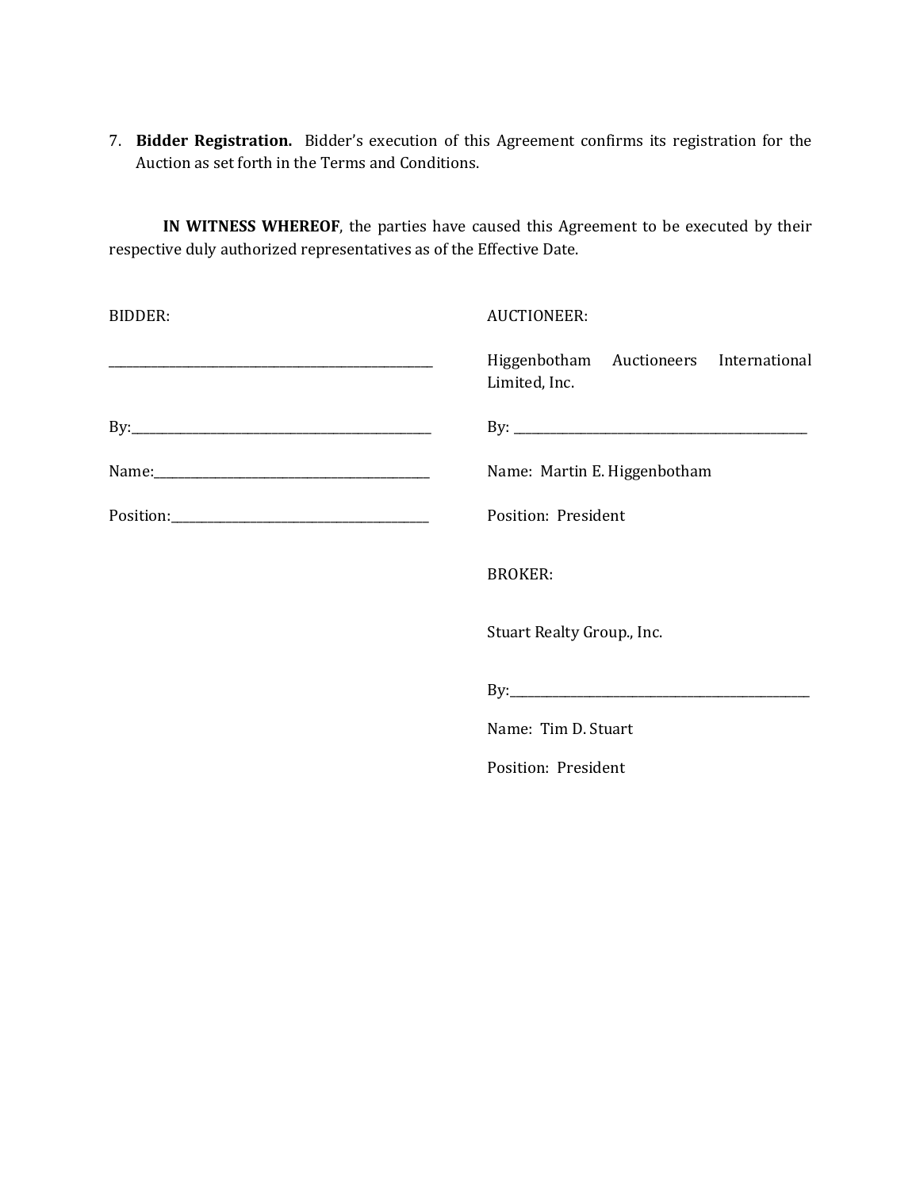7. **Bidder Registration.** Bidder's execution of this Agreement confirms its registration for the Auction as set forth in the Terms and Conditions.

**IN WITNESS WHEREOF**, the parties have caused this Agreement to be executed by their respective duly authorized representatives as of the Effective Date.

BIDDER:

______________________________________

By:___________________________________

Name:_________________________________

Position:______________________________

AUCTIONEER:

Higgenbotham Auctioneers International Limited, Inc.

By: ___________________________________

Name: Martin E. Higgenbotham

Position: President

BROKER:

Stuart Realty Group., Inc.

By:___________________________________

Name: Tim D. Stuart

Position: President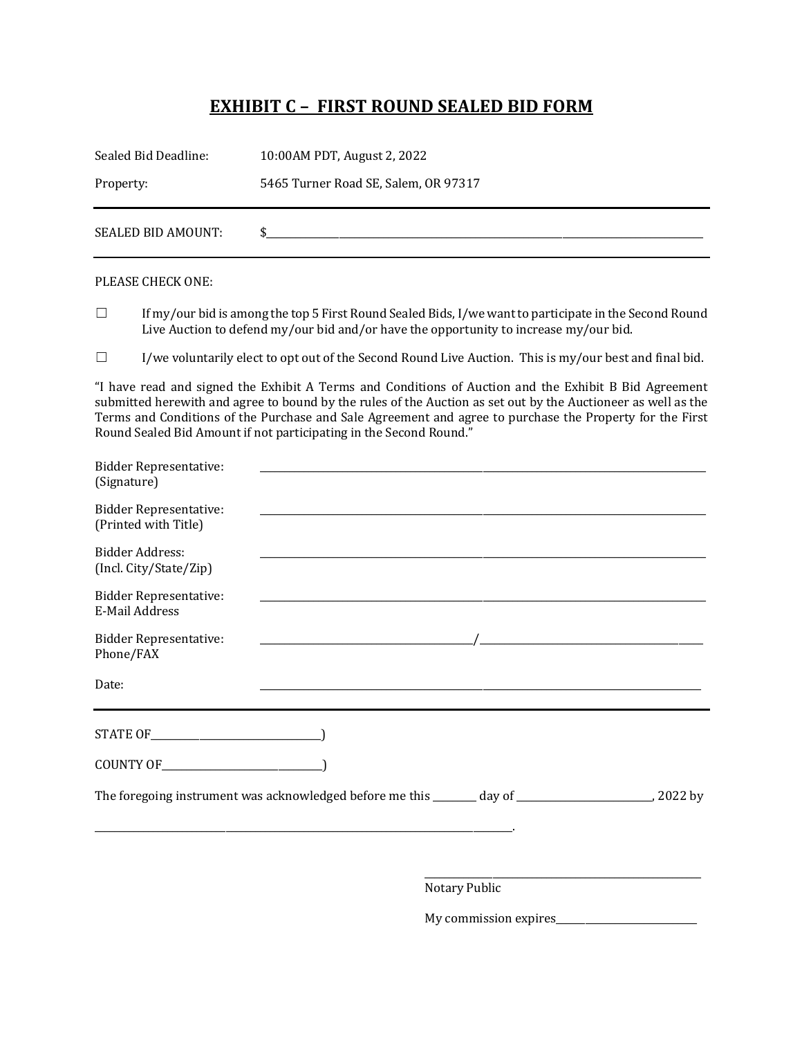## EXHIBIT C – FIRST ROUND SEALED BID FORM

Sealed Bid Deadline: 10:00AM PDT, August 2, 2022

Property: 5465 Turner Road SE, Salem, OR 97317

---

SEALED BID AMOUNT: $______________________________________________

---

PLEASE CHECK ONE:

☐ If my/our bid is among the top 5 First Round Sealed Bids, I/we want to participate in the Second Round Live Auction to defend my/our bid and/or have the opportunity to increase my/our bid.

☐ I/we voluntarily elect to opt out of the Second Round Live Auction. This is my/our best and final bid.

"I have read and signed the Exhibit A Terms and Conditions of Auction and the Exhibit B Bid Agreement submitted herewith and agree to bound by the rules of the Auction as set out by the Auctioneer as well as the Terms and Conditions of the Purchase and Sale Agreement and agree to purchase the Property for the First Round Sealed Bid Amount if not participating in the Second Round."

Bidder Representative: (Signature) ______________________________________________

Bidder Representative: (Printed with Title) ______________________________________________

Bidder Address: (Incl. City/State/Zip) ______________________________________________

Bidder Representative: E-Mail Address ______________________________________________

Bidder Representative: Phone/FAX ______________________/______________________

Date: ______________________________________________

---

STATE OF______________________)

COUNTY OF____________________)

The foregoing instrument was acknowledged before me this ________ day of ________________________, 2022 by

______________________________________________.

______________________________
Notary Public

My commission expires__________________________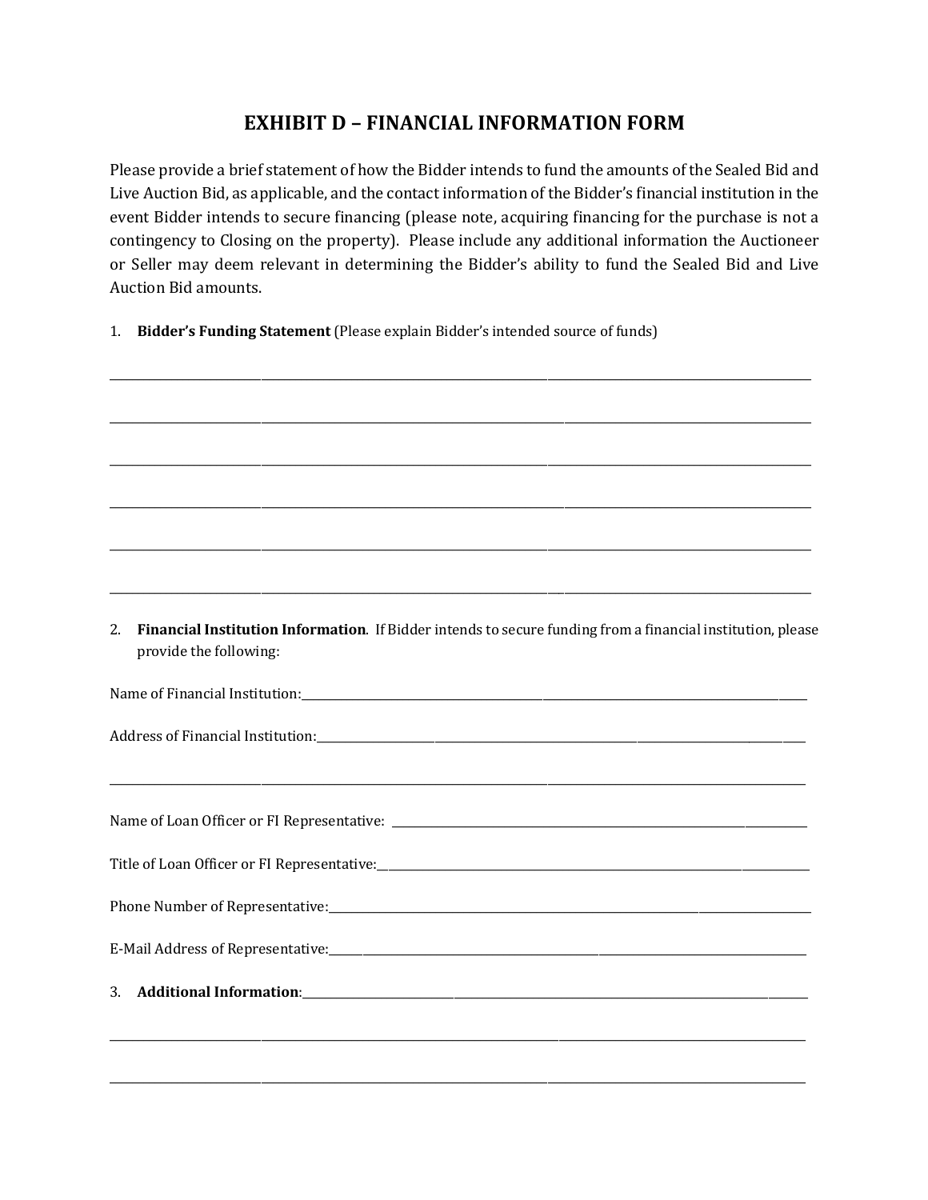# EXHIBIT D – FINANCIAL INFORMATION FORM

Please provide a brief statement of how the Bidder intends to fund the amounts of the Sealed Bid and Live Auction Bid, as applicable, and the contact information of the Bidder's financial institution in the event Bidder intends to secure financing (please note, acquiring financing for the purchase is not a contingency to Closing on the property). Please include any additional information the Auctioneer or Seller may deem relevant in determining the Bidder's ability to fund the Sealed Bid and Live Auction Bid amounts.

1. **Bidder's Funding Statement** (Please explain Bidder's intended source of funds)

______________________________________________________________________________

______________________________________________________________________________

______________________________________________________________________________

______________________________________________________________________________

______________________________________________________________________________

______________________________________________________________________________

2. **Financial Institution Information**. If Bidder intends to secure funding from a financial institution, please provide the following:

Name of Financial Institution:______________________________________________________

Address of Financial Institution:____________________________________________________

______________________________________________________________________________

Name of Loan Officer or FI Representative: __________________________________________

Title of Loan Officer or FI Representative:___________________________________________

Phone Number of Representative:__________________________________________________

E-Mail Address of Representative:_________________________________________________

3. **Additional Information**:______________________________________________________

______________________________________________________________________________

______________________________________________________________________________